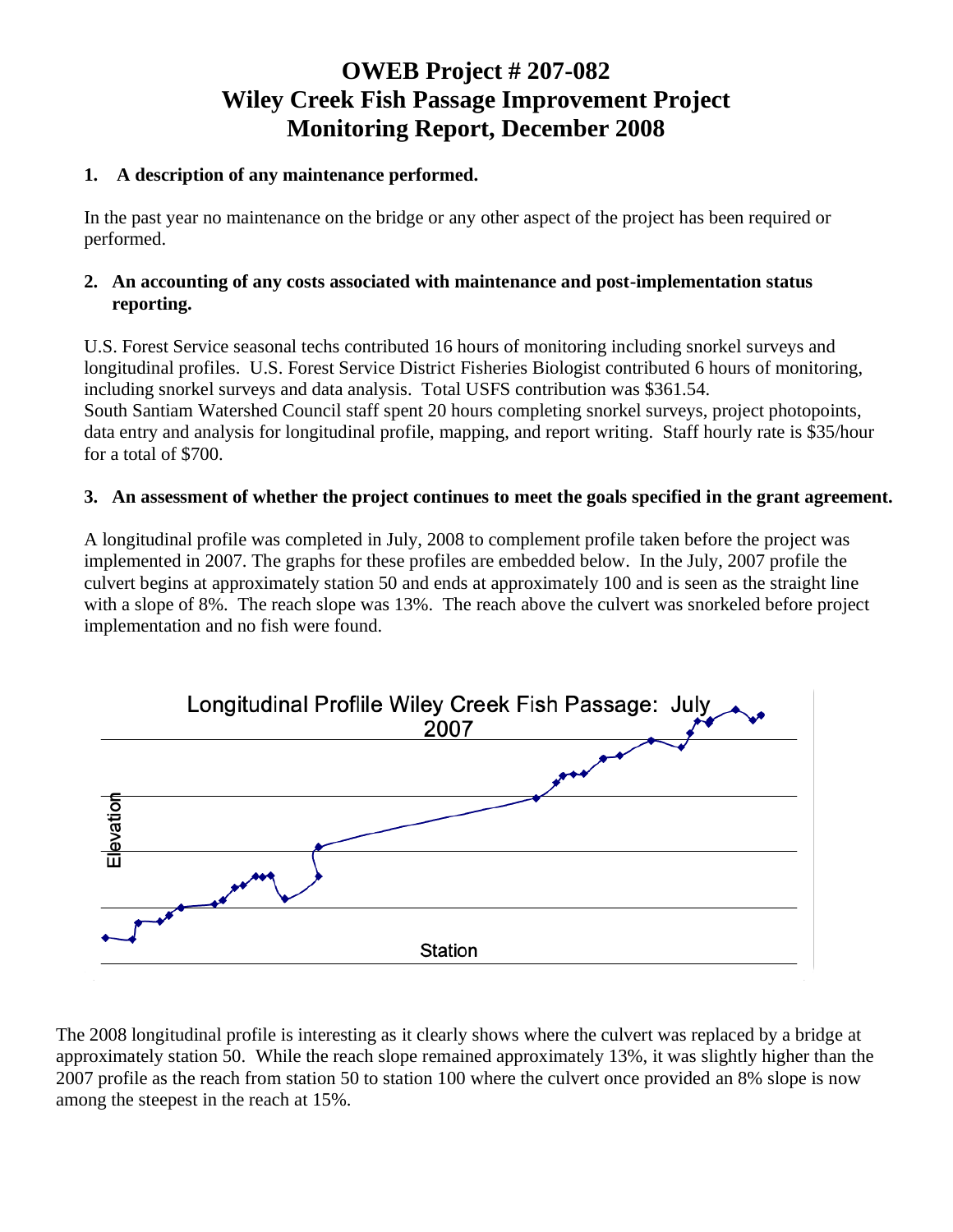# OWEB Project # 207-082
# Wiley Creek Fish Passage Improvement Project
# Monitoring Report, December 2008

## 1. A description of any maintenance performed.

In the past year no maintenance on the bridge or any other aspect of the project has been required or performed.

## 2. An accounting of any costs associated with maintenance and post-implementation status reporting.

U.S. Forest Service seasonal techs contributed 16 hours of monitoring including snorkel surveys and longitudinal profiles. U.S. Forest Service District Fisheries Biologist contributed 6 hours of monitoring, including snorkel surveys and data analysis. Total USFS contribution was $361.54.
South Santiam Watershed Council staff spent 20 hours completing snorkel surveys, project photopoints, data entry and analysis for longitudinal profile, mapping, and report writing. Staff hourly rate is $35/hour for a total of $700.

## 3. An assessment of whether the project continues to meet the goals specified in the grant agreement.

A longitudinal profile was completed in July, 2008 to complement profile taken before the project was implemented in 2007. The graphs for these profiles are embedded below. In the July, 2007 profile the culvert begins at approximately station 50 and ends at approximately 100 and is seen as the straight line with a slope of 8%. The reach slope was 13%. The reach above the culvert was snorkeled before project implementation and no fish were found.

Longitudinal Proflile Wiley Creek Fish Passage: July 2007

The 2008 longitudinal profile is interesting as it clearly shows where the culvert was replaced by a bridge at approximately station 50. While the reach slope remained approximately 13%, it was slightly higher than the 2007 profile as the reach from station 50 to station 100 where the culvert once provided an 8% slope is now among the steepest in the reach at 15%.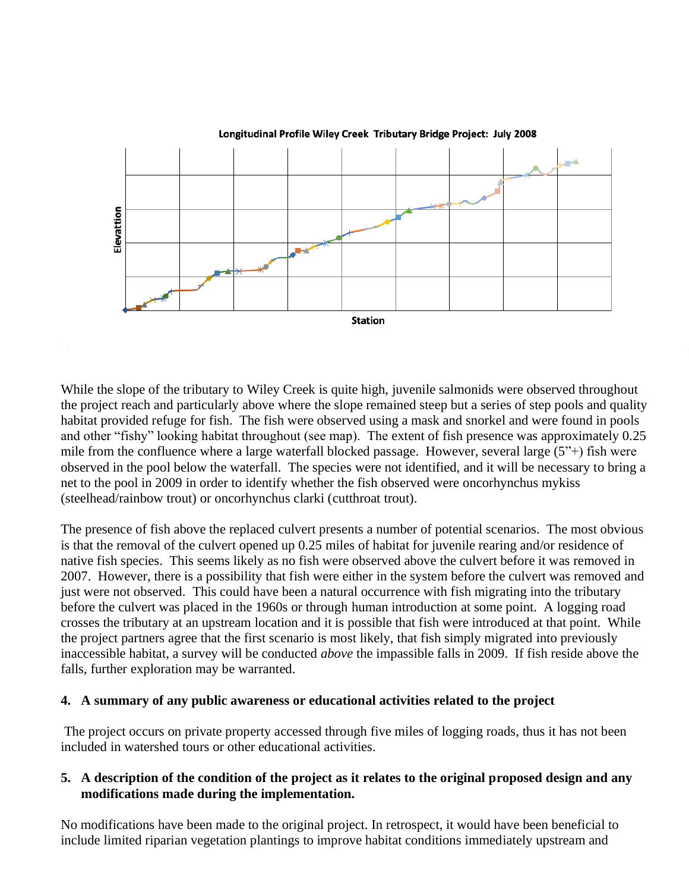Longitudinal Profile Wiley Creek Tributary Bridge Project: July 2008

Elevattion

Station

While the slope of the tributary to Wiley Creek is quite high, juvenile salmonids were observed throughout the project reach and particularly above where the slope remained steep but a series of step pools and quality habitat provided refuge for fish. The fish were observed using a mask and snorkel and were found in pools and other "fishy" looking habitat throughout (see map). The extent of fish presence was approximately 0.25 mile from the confluence where a large waterfall blocked passage. However, several large (5"+) fish were observed in the pool below the waterfall. The species were not identified, and it will be necessary to bring a net to the pool in 2009 in order to identify whether the fish observed were oncorhynchus mykiss (steelhead/rainbow trout) or oncorhynchus clarki (cutthroat trout).

The presence of fish above the replaced culvert presents a number of potential scenarios. The most obvious is that the removal of the culvert opened up 0.25 miles of habitat for juvenile rearing and/or residence of native fish species. This seems likely as no fish were observed above the culvert before it was removed in 2007. However, there is a possibility that fish were either in the system before the culvert was removed and just were not observed. This could have been a natural occurrence with fish migrating into the tributary before the culvert was placed in the 1960s or through human introduction at some point. A logging road crosses the tributary at an upstream location and it is possible that fish were introduced at that point. While the project partners agree that the first scenario is most likely, that fish simply migrated into previously inaccessible habitat, a survey will be conducted *above* the impassible falls in 2009. If fish reside above the falls, further exploration may be warranted.

**4. A summary of any public awareness or educational activities related to the project**

The project occurs on private property accessed through five miles of logging roads, thus it has not been included in watershed tours or other educational activities.

**5. A description of the condition of the project as it relates to the original proposed design and any modifications made during the implementation.**

No modifications have been made to the original project. In retrospect, it would have been beneficial to include limited riparian vegetation plantings to improve habitat conditions immediately upstream and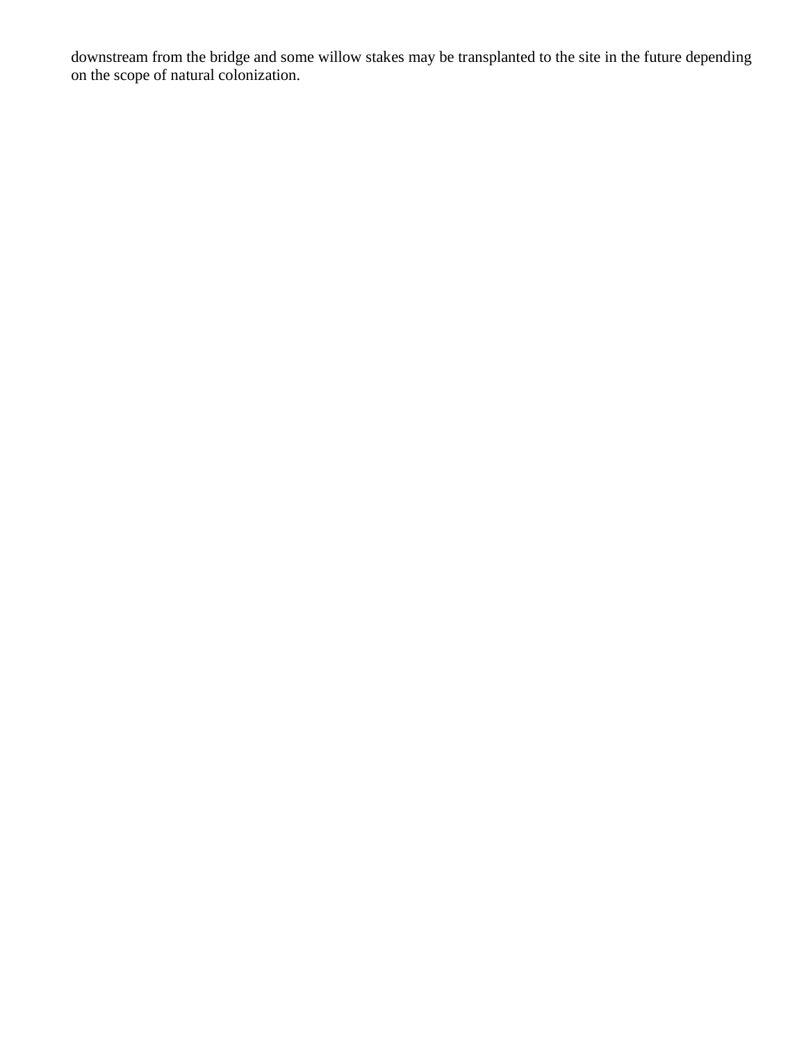downstream from the bridge and some willow stakes may be transplanted to the site in the future depending on the scope of natural colonization.